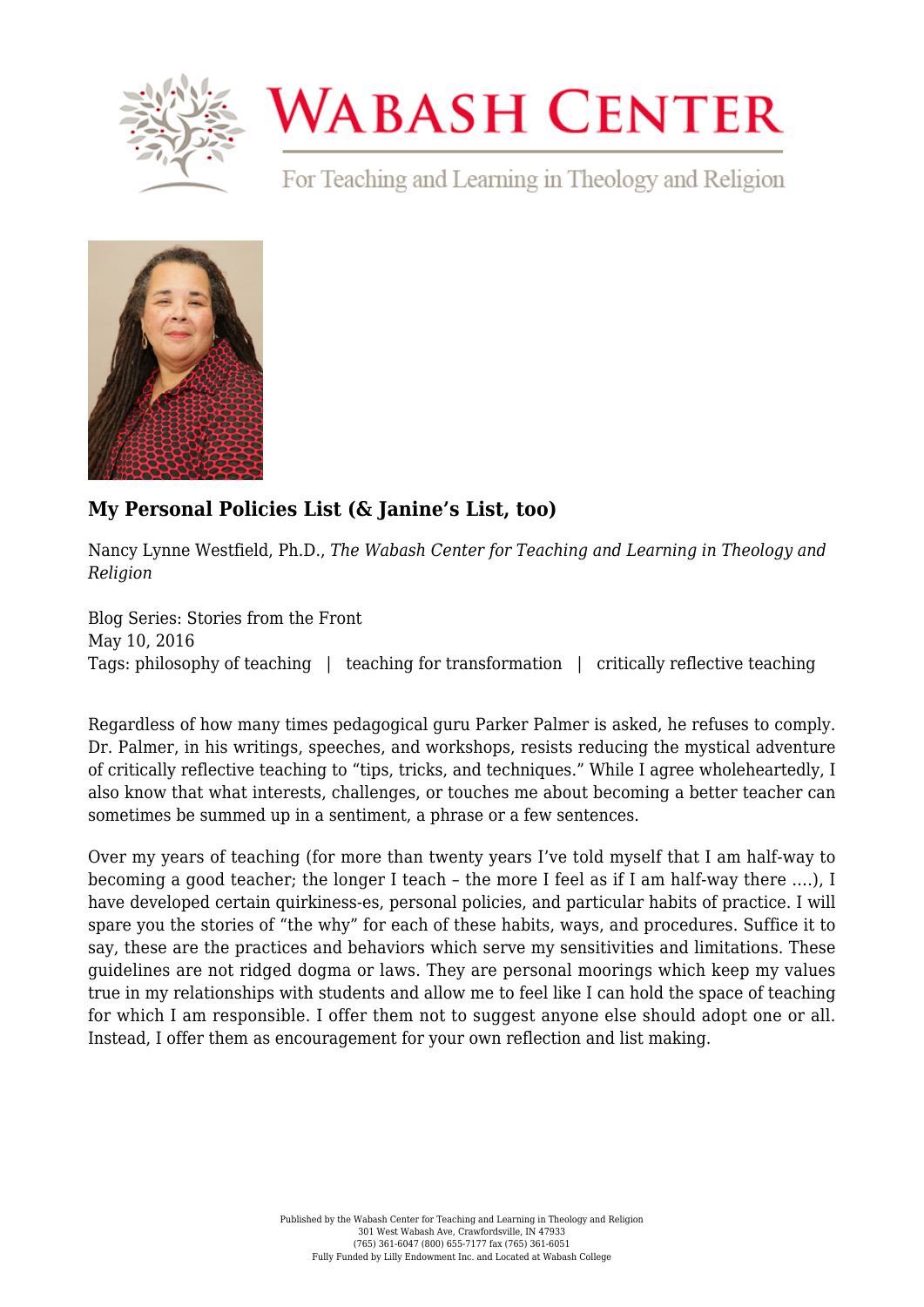# WABASH CENTER

For Teaching and Learning in Theology and Religion

## My Personal Policies List (& Janine's List, too)

Nancy Lynne Westfield, Ph.D., *The Wabash Center for Teaching and Learning in Theology and Religion*

Blog Series: Stories from the Front
May 10, 2016
Tags: philosophy of teaching | teaching for transformation | critically reflective teaching

Regardless of how many times pedagogical guru Parker Palmer is asked, he refuses to comply. Dr. Palmer, in his writings, speeches, and workshops, resists reducing the mystical adventure of critically reflective teaching to "tips, tricks, and techniques." While I agree wholeheartedly, I also know that what interests, challenges, or touches me about becoming a better teacher can sometimes be summed up in a sentiment, a phrase or a few sentences.

Over my years of teaching (for more than twenty years I've told myself that I am half-way to becoming a good teacher; the longer I teach – the more I feel as if I am half-way there ….), I have developed certain quirkiness-es, personal policies, and particular habits of practice. I will spare you the stories of "the why" for each of these habits, ways, and procedures. Suffice it to say, these are the practices and behaviors which serve my sensitivities and limitations. These guidelines are not ridged dogma or laws. They are personal moorings which keep my values true in my relationships with students and allow me to feel like I can hold the space of teaching for which I am responsible. I offer them not to suggest anyone else should adopt one or all. Instead, I offer them as encouragement for your own reflection and list making.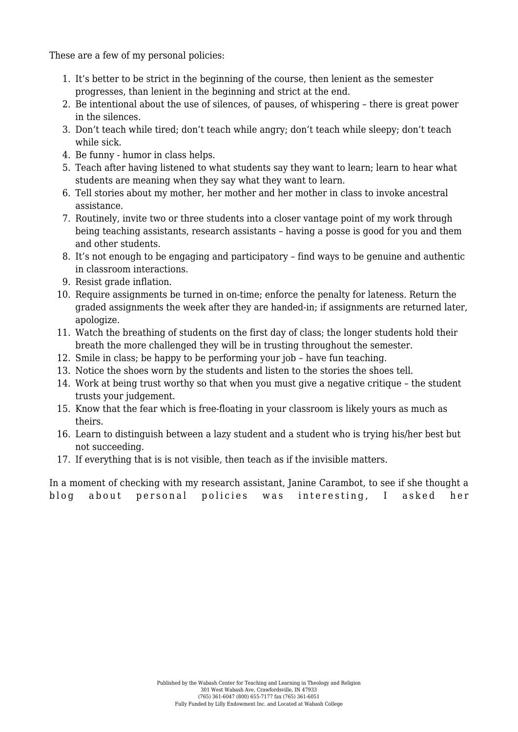These are a few of my personal policies:

1. It's better to be strict in the beginning of the course, then lenient as the semester progresses, than lenient in the beginning and strict at the end.
2. Be intentional about the use of silences, of pauses, of whispering – there is great power in the silences.
3. Don't teach while tired; don't teach while angry; don't teach while sleepy; don't teach while sick.
4. Be funny - humor in class helps.
5. Teach after having listened to what students say they want to learn; learn to hear what students are meaning when they say what they want to learn.
6. Tell stories about my mother, her mother and her mother in class to invoke ancestral assistance.
7. Routinely, invite two or three students into a closer vantage point of my work through being teaching assistants, research assistants – having a posse is good for you and them and other students.
8. It's not enough to be engaging and participatory – find ways to be genuine and authentic in classroom interactions.
9. Resist grade inflation.
10. Require assignments be turned in on-time; enforce the penalty for lateness. Return the graded assignments the week after they are handed-in; if assignments are returned later, apologize.
11. Watch the breathing of students on the first day of class; the longer students hold their breath the more challenged they will be in trusting throughout the semester.
12. Smile in class; be happy to be performing your job – have fun teaching.
13. Notice the shoes worn by the students and listen to the stories the shoes tell.
14. Work at being trust worthy so that when you must give a negative critique – the student trusts your judgement.
15. Know that the fear which is free-floating in your classroom is likely yours as much as theirs.
16. Learn to distinguish between a lazy student and a student who is trying his/her best but not succeeding.
17. If everything that is is not visible, then teach as if the invisible matters.

In a moment of checking with my research assistant, Janine Carambot, to see if she thought a blog about personal policies was interesting, I asked her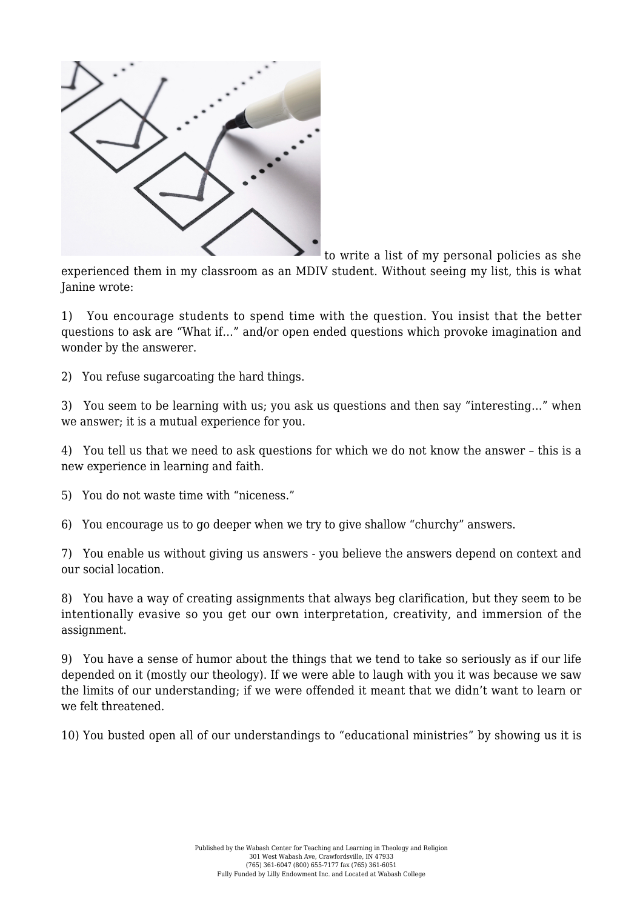to write a list of my personal policies as she experienced them in my classroom as an MDIV student. Without seeing my list, this is what Janine wrote:

1) You encourage students to spend time with the question. You insist that the better questions to ask are "What if…" and/or open ended questions which provoke imagination and wonder by the answerer.

2) You refuse sugarcoating the hard things.

3) You seem to be learning with us; you ask us questions and then say "interesting…" when we answer; it is a mutual experience for you.

4) You tell us that we need to ask questions for which we do not know the answer – this is a new experience in learning and faith.

5) You do not waste time with "niceness."

6) You encourage us to go deeper when we try to give shallow "churchy" answers.

7) You enable us without giving us answers - you believe the answers depend on context and our social location.

8) You have a way of creating assignments that always beg clarification, but they seem to be intentionally evasive so you get our own interpretation, creativity, and immersion of the assignment.

9) You have a sense of humor about the things that we tend to take so seriously as if our life depended on it (mostly our theology). If we were able to laugh with you it was because we saw the limits of our understanding; if we were offended it meant that we didn't want to learn or we felt threatened.

10) You busted open all of our understandings to "educational ministries" by showing us it is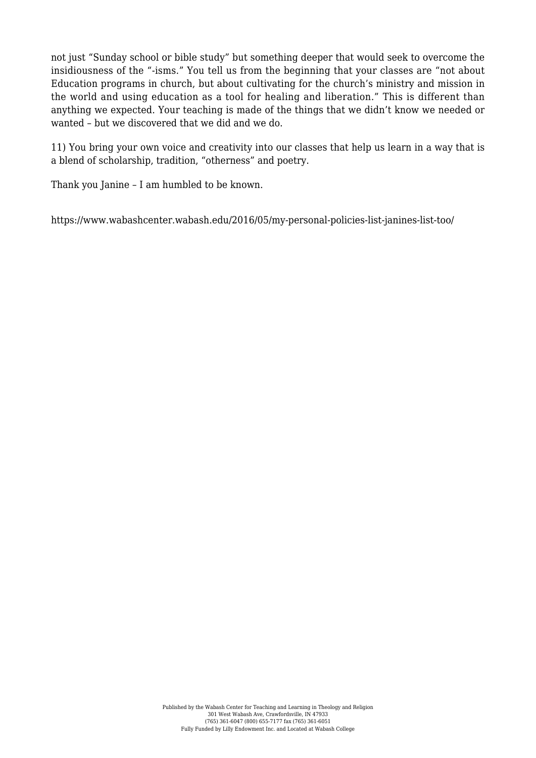not just "Sunday school or bible study" but something deeper that would seek to overcome the insidiousness of the "-isms." You tell us from the beginning that your classes are "not about Education programs in church, but about cultivating for the church's ministry and mission in the world and using education as a tool for healing and liberation." This is different than anything we expected. Your teaching is made of the things that we didn't know we needed or wanted – but we discovered that we did and we do.

11) You bring your own voice and creativity into our classes that help us learn in a way that is a blend of scholarship, tradition, "otherness" and poetry.

Thank you Janine – I am humbled to be known.

https://www.wabashcenter.wabash.edu/2016/05/my-personal-policies-list-janines-list-too/